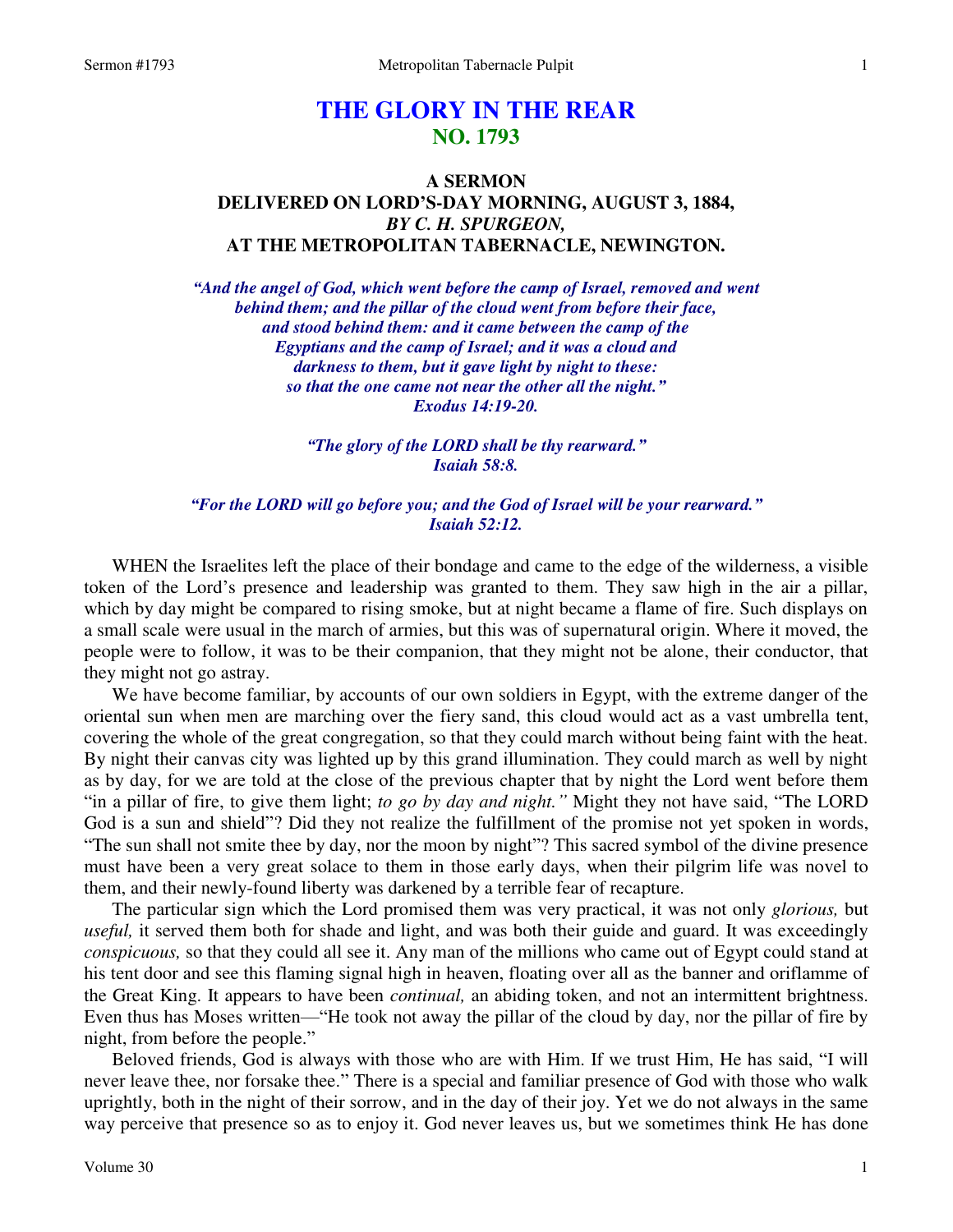# THE GLORY IN THE REAR
## NO. 1793

### A SERMON
### DELIVERED ON LORD'S-DAY MORNING, AUGUST 3, 1884,
### *BY C. H. SPURGEON,*
### AT THE METROPOLITAN TABERNACLE, NEWINGTON.

*"And the angel of God, which went before the camp of Israel, removed and went behind them; and the pillar of the cloud went from before their face, and stood behind them: and it came between the camp of the Egyptians and the camp of Israel; and it was a cloud and darkness to them, but it gave light by night to these: so that the one came not near the other all the night."*
*Exodus 14:19-20.*

*"The glory of the LORD shall be thy rearward."*
*Isaiah 58:8.*

*"For the LORD will go before you; and the God of Israel will be your rearward."*
*Isaiah 52:12.*

WHEN the Israelites left the place of their bondage and came to the edge of the wilderness, a visible token of the Lord's presence and leadership was granted to them. They saw high in the air a pillar, which by day might be compared to rising smoke, but at night became a flame of fire. Such displays on a small scale were usual in the march of armies, but this was of supernatural origin. Where it moved, the people were to follow, it was to be their companion, that they might not be alone, their conductor, that they might not go astray.

We have become familiar, by accounts of our own soldiers in Egypt, with the extreme danger of the oriental sun when men are marching over the fiery sand, this cloud would act as a vast umbrella tent, covering the whole of the great congregation, so that they could march without being faint with the heat. By night their canvas city was lighted up by this grand illumination. They could march as well by night as by day, for we are told at the close of the previous chapter that by night the Lord went before them "in a pillar of fire, to give them light; *to go by day and night."* Might they not have said, "The LORD God is a sun and shield"? Did they not realize the fulfillment of the promise not yet spoken in words, "The sun shall not smite thee by day, nor the moon by night"? This sacred symbol of the divine presence must have been a very great solace to them in those early days, when their pilgrim life was novel to them, and their newly-found liberty was darkened by a terrible fear of recapture.

The particular sign which the Lord promised them was very practical, it was not only *glorious,* but *useful,* it served them both for shade and light, and was both their guide and guard. It was exceedingly *conspicuous,* so that they could all see it. Any man of the millions who came out of Egypt could stand at his tent door and see this flaming signal high in heaven, floating over all as the banner and oriflamme of the Great King. It appears to have been *continual,* an abiding token, and not an intermittent brightness. Even thus has Moses written—"He took not away the pillar of the cloud by day, nor the pillar of fire by night, from before the people."

Beloved friends, God is always with those who are with Him. If we trust Him, He has said, "I will never leave thee, nor forsake thee." There is a special and familiar presence of God with those who walk uprightly, both in the night of their sorrow, and in the day of their joy. Yet we do not always in the same way perceive that presence so as to enjoy it. God never leaves us, but we sometimes think He has done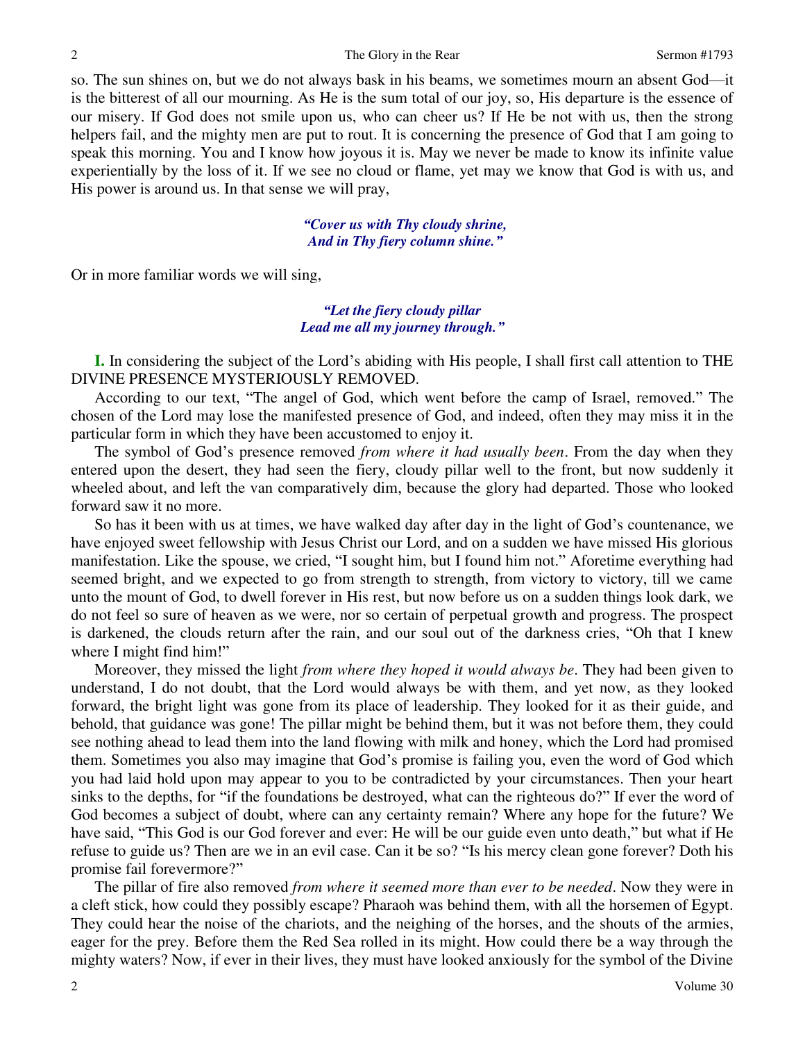so. The sun shines on, but we do not always bask in his beams, we sometimes mourn an absent God—it is the bitterest of all our mourning. As He is the sum total of our joy, so, His departure is the essence of our misery. If God does not smile upon us, who can cheer us? If He be not with us, then the strong helpers fail, and the mighty men are put to rout. It is concerning the presence of God that I am going to speak this morning. You and I know how joyous it is. May we never be made to know its infinite value experientially by the loss of it. If we see no cloud or flame, yet may we know that God is with us, and His power is around us. In that sense we will pray,

> ***"Cover us with Thy cloudy shrine,***
> ***And in Thy fiery column shine."***

Or in more familiar words we will sing,

> ***"Let the fiery cloudy pillar***
> ***Lead me all my journey through."***

**I.** In considering the subject of the Lord's abiding with His people, I shall first call attention to THE DIVINE PRESENCE MYSTERIOUSLY REMOVED.

According to our text, "The angel of God, which went before the camp of Israel, removed." The chosen of the Lord may lose the manifested presence of God, and indeed, often they may miss it in the particular form in which they have been accustomed to enjoy it.

The symbol of God's presence removed *from where it had usually been*. From the day when they entered upon the desert, they had seen the fiery, cloudy pillar well to the front, but now suddenly it wheeled about, and left the van comparatively dim, because the glory had departed. Those who looked forward saw it no more.

So has it been with us at times, we have walked day after day in the light of God's countenance, we have enjoyed sweet fellowship with Jesus Christ our Lord, and on a sudden we have missed His glorious manifestation. Like the spouse, we cried, "I sought him, but I found him not." Aforetime everything had seemed bright, and we expected to go from strength to strength, from victory to victory, till we came unto the mount of God, to dwell forever in His rest, but now before us on a sudden things look dark, we do not feel so sure of heaven as we were, nor so certain of perpetual growth and progress. The prospect is darkened, the clouds return after the rain, and our soul out of the darkness cries, "Oh that I knew where I might find him!"

Moreover, they missed the light *from where they hoped it would always be*. They had been given to understand, I do not doubt, that the Lord would always be with them, and yet now, as they looked forward, the bright light was gone from its place of leadership. They looked for it as their guide, and behold, that guidance was gone! The pillar might be behind them, but it was not before them, they could see nothing ahead to lead them into the land flowing with milk and honey, which the Lord had promised them. Sometimes you also may imagine that God's promise is failing you, even the word of God which you had laid hold upon may appear to you to be contradicted by your circumstances. Then your heart sinks to the depths, for "if the foundations be destroyed, what can the righteous do?" If ever the word of God becomes a subject of doubt, where can any certainty remain? Where any hope for the future? We have said, "This God is our God forever and ever: He will be our guide even unto death," but what if He refuse to guide us? Then are we in an evil case. Can it be so? "Is his mercy clean gone forever? Doth his promise fail forevermore?"

The pillar of fire also removed *from where it seemed more than ever to be needed*. Now they were in a cleft stick, how could they possibly escape? Pharaoh was behind them, with all the horsemen of Egypt. They could hear the noise of the chariots, and the neighing of the horses, and the shouts of the armies, eager for the prey. Before them the Red Sea rolled in its might. How could there be a way through the mighty waters? Now, if ever in their lives, they must have looked anxiously for the symbol of the Divine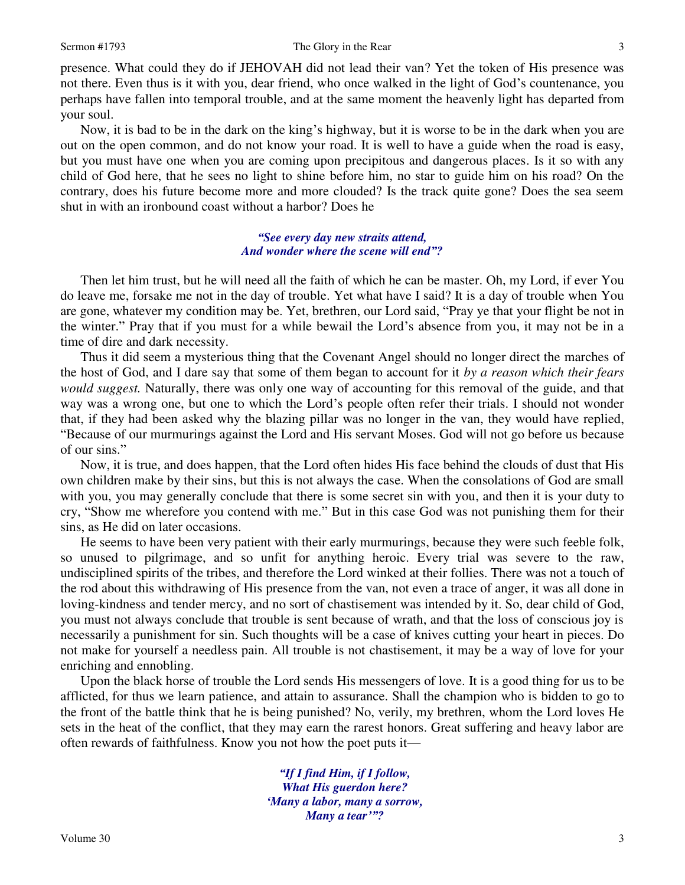presence. What could they do if JEHOVAH did not lead their van? Yet the token of His presence was not there. Even thus is it with you, dear friend, who once walked in the light of God's countenance, you perhaps have fallen into temporal trouble, and at the same moment the heavenly light has departed from your soul.

Now, it is bad to be in the dark on the king's highway, but it is worse to be in the dark when you are out on the open common, and do not know your road. It is well to have a guide when the road is easy, but you must have one when you are coming upon precipitous and dangerous places. Is it so with any child of God here, that he sees no light to shine before him, no star to guide him on his road? On the contrary, does his future become more and more clouded? Is the track quite gone? Does the sea seem shut in with an ironbound coast without a harbor? Does he

> *"See every day new straits attend,*
> *And wonder where the scene will end"?*

Then let him trust, but he will need all the faith of which he can be master. Oh, my Lord, if ever You do leave me, forsake me not in the day of trouble. Yet what have I said? It is a day of trouble when You are gone, whatever my condition may be. Yet, brethren, our Lord said, "Pray ye that your flight be not in the winter." Pray that if you must for a while bewail the Lord's absence from you, it may not be in a time of dire and dark necessity.

Thus it did seem a mysterious thing that the Covenant Angel should no longer direct the marches of the host of God, and I dare say that some of them began to account for it *by a reason which their fears would suggest.* Naturally, there was only one way of accounting for this removal of the guide, and that way was a wrong one, but one to which the Lord's people often refer their trials. I should not wonder that, if they had been asked why the blazing pillar was no longer in the van, they would have replied, "Because of our murmurings against the Lord and His servant Moses. God will not go before us because of our sins."

Now, it is true, and does happen, that the Lord often hides His face behind the clouds of dust that His own children make by their sins, but this is not always the case. When the consolations of God are small with you, you may generally conclude that there is some secret sin with you, and then it is your duty to cry, "Show me wherefore you contend with me." But in this case God was not punishing them for their sins, as He did on later occasions.

He seems to have been very patient with their early murmurings, because they were such feeble folk, so unused to pilgrimage, and so unfit for anything heroic. Every trial was severe to the raw, undisciplined spirits of the tribes, and therefore the Lord winked at their follies. There was not a touch of the rod about this withdrawing of His presence from the van, not even a trace of anger, it was all done in loving-kindness and tender mercy, and no sort of chastisement was intended by it. So, dear child of God, you must not always conclude that trouble is sent because of wrath, and that the loss of conscious joy is necessarily a punishment for sin. Such thoughts will be a case of knives cutting your heart in pieces. Do not make for yourself a needless pain. All trouble is not chastisement, it may be a way of love for your enriching and ennobling.

Upon the black horse of trouble the Lord sends His messengers of love. It is a good thing for us to be afflicted, for thus we learn patience, and attain to assurance. Shall the champion who is bidden to go to the front of the battle think that he is being punished? No, verily, my brethren, whom the Lord loves He sets in the heat of the conflict, that they may earn the rarest honors. Great suffering and heavy labor are often rewards of faithfulness. Know you not how the poet puts it—

> *"If I find Him, if I follow,*
> *What His guerdon here?*
> *'Many a labor, many a sorrow,*
> *Many a tear'"?*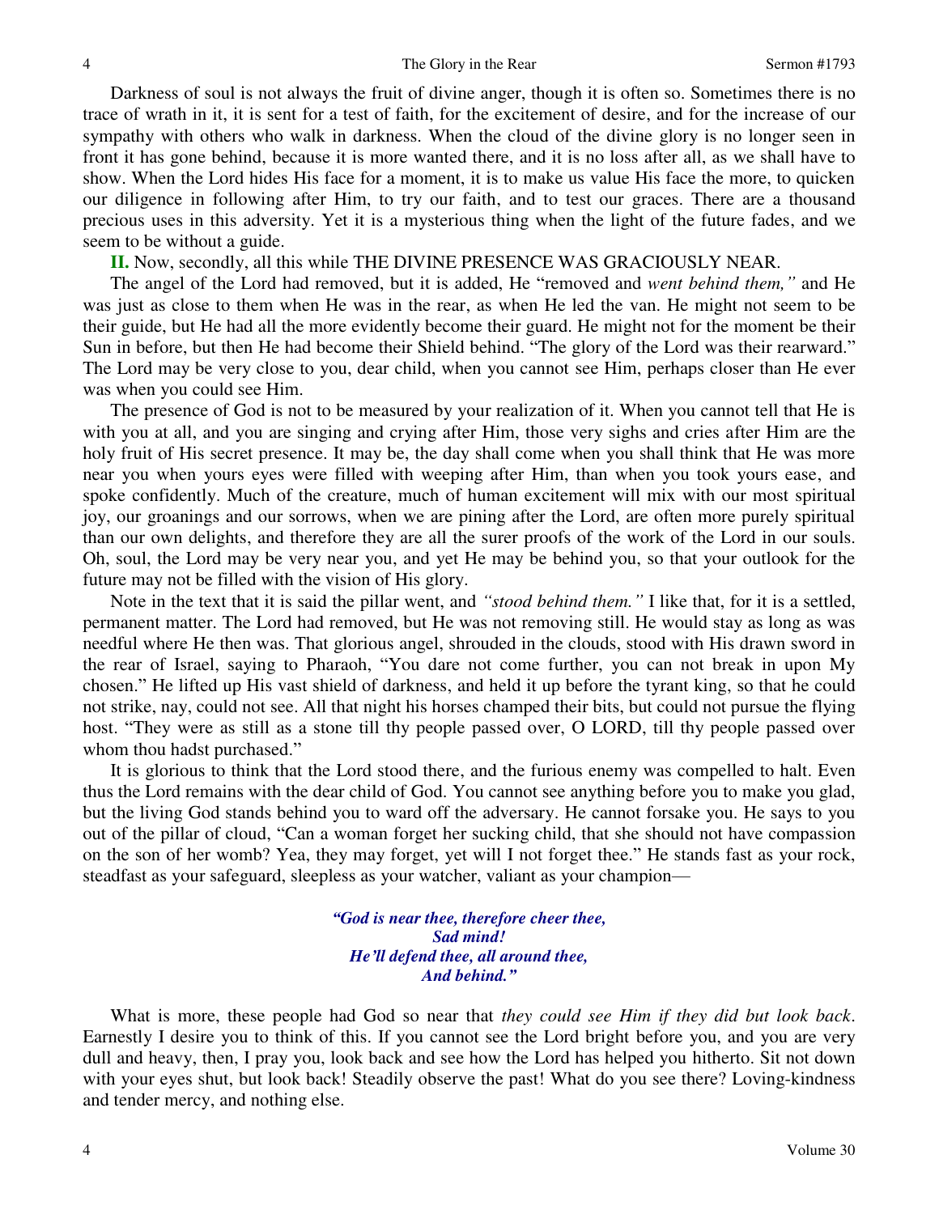Darkness of soul is not always the fruit of divine anger, though it is often so. Sometimes there is no trace of wrath in it, it is sent for a test of faith, for the excitement of desire, and for the increase of our sympathy with others who walk in darkness. When the cloud of the divine glory is no longer seen in front it has gone behind, because it is more wanted there, and it is no loss after all, as we shall have to show. When the Lord hides His face for a moment, it is to make us value His face the more, to quicken our diligence in following after Him, to try our faith, and to test our graces. There are a thousand precious uses in this adversity. Yet it is a mysterious thing when the light of the future fades, and we seem to be without a guide.

**II.** Now, secondly, all this while THE DIVINE PRESENCE WAS GRACIOUSLY NEAR.

The angel of the Lord had removed, but it is added, He "removed and *went behind them,"* and He was just as close to them when He was in the rear, as when He led the van. He might not seem to be their guide, but He had all the more evidently become their guard. He might not for the moment be their Sun in before, but then He had become their Shield behind. "The glory of the Lord was their rearward." The Lord may be very close to you, dear child, when you cannot see Him, perhaps closer than He ever was when you could see Him.

The presence of God is not to be measured by your realization of it. When you cannot tell that He is with you at all, and you are singing and crying after Him, those very sighs and cries after Him are the holy fruit of His secret presence. It may be, the day shall come when you shall think that He was more near you when yours eyes were filled with weeping after Him, than when you took yours ease, and spoke confidently. Much of the creature, much of human excitement will mix with our most spiritual joy, our groanings and our sorrows, when we are pining after the Lord, are often more purely spiritual than our own delights, and therefore they are all the surer proofs of the work of the Lord in our souls. Oh, soul, the Lord may be very near you, and yet He may be behind you, so that your outlook for the future may not be filled with the vision of His glory.

Note in the text that it is said the pillar went, and *"stood behind them."* I like that, for it is a settled, permanent matter. The Lord had removed, but He was not removing still. He would stay as long as was needful where He then was. That glorious angel, shrouded in the clouds, stood with His drawn sword in the rear of Israel, saying to Pharaoh, "You dare not come further, you can not break in upon My chosen." He lifted up His vast shield of darkness, and held it up before the tyrant king, so that he could not strike, nay, could not see. All that night his horses champed their bits, but could not pursue the flying host. "They were as still as a stone till thy people passed over, O LORD, till thy people passed over whom thou hadst purchased."

It is glorious to think that the Lord stood there, and the furious enemy was compelled to halt. Even thus the Lord remains with the dear child of God. You cannot see anything before you to make you glad, but the living God stands behind you to ward off the adversary. He cannot forsake you. He says to you out of the pillar of cloud, "Can a woman forget her sucking child, that she should not have compassion on the son of her womb? Yea, they may forget, yet will I not forget thee." He stands fast as your rock, steadfast as your safeguard, sleepless as your watcher, valiant as your champion—

> *"God is near thee, therefore cheer thee,*
> *Sad mind!*
> *He'll defend thee, all around thee,*
> *And behind."*

What is more, these people had God so near that *they could see Him if they did but look back*. Earnestly I desire you to think of this. If you cannot see the Lord bright before you, and you are very dull and heavy, then, I pray you, look back and see how the Lord has helped you hitherto. Sit not down with your eyes shut, but look back! Steadily observe the past! What do you see there? Loving-kindness and tender mercy, and nothing else.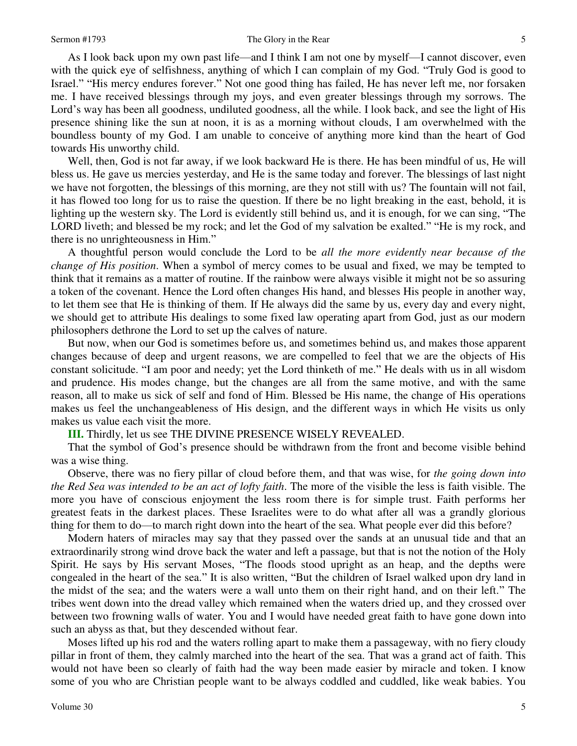As I look back upon my own past life—and I think I am not one by myself—I cannot discover, even with the quick eye of selfishness, anything of which I can complain of my God. "Truly God is good to Israel." "His mercy endures forever." Not one good thing has failed, He has never left me, nor forsaken me. I have received blessings through my joys, and even greater blessings through my sorrows. The Lord's way has been all goodness, undiluted goodness, all the while. I look back, and see the light of His presence shining like the sun at noon, it is as a morning without clouds, I am overwhelmed with the boundless bounty of my God. I am unable to conceive of anything more kind than the heart of God towards His unworthy child.

Well, then, God is not far away, if we look backward He is there. He has been mindful of us, He will bless us. He gave us mercies yesterday, and He is the same today and forever. The blessings of last night we have not forgotten, the blessings of this morning, are they not still with us? The fountain will not fail, it has flowed too long for us to raise the question. If there be no light breaking in the east, behold, it is lighting up the western sky. The Lord is evidently still behind us, and it is enough, for we can sing, "The LORD liveth; and blessed be my rock; and let the God of my salvation be exalted." "He is my rock, and there is no unrighteousness in Him."

A thoughtful person would conclude the Lord to be *all the more evidently near because of the change of His position*. When a symbol of mercy comes to be usual and fixed, we may be tempted to think that it remains as a matter of routine. If the rainbow were always visible it might not be so assuring a token of the covenant. Hence the Lord often changes His hand, and blesses His people in another way, to let them see that He is thinking of them. If He always did the same by us, every day and every night, we should get to attribute His dealings to some fixed law operating apart from God, just as our modern philosophers dethrone the Lord to set up the calves of nature.

But now, when our God is sometimes before us, and sometimes behind us, and makes those apparent changes because of deep and urgent reasons, we are compelled to feel that we are the objects of His constant solicitude. "I am poor and needy; yet the Lord thinketh of me." He deals with us in all wisdom and prudence. His modes change, but the changes are all from the same motive, and with the same reason, all to make us sick of self and fond of Him. Blessed be His name, the change of His operations makes us feel the unchangeableness of His design, and the different ways in which He visits us only makes us value each visit the more.

**III.** Thirdly, let us see THE DIVINE PRESENCE WISELY REVEALED.

That the symbol of God's presence should be withdrawn from the front and become visible behind was a wise thing.

Observe, there was no fiery pillar of cloud before them, and that was wise, for *the going down into the Red Sea was intended to be an act of lofty faith*. The more of the visible the less is faith visible. The more you have of conscious enjoyment the less room there is for simple trust. Faith performs her greatest feats in the darkest places. These Israelites were to do what after all was a grandly glorious thing for them to do—to march right down into the heart of the sea. What people ever did this before?

Modern haters of miracles may say that they passed over the sands at an unusual tide and that an extraordinarily strong wind drove back the water and left a passage, but that is not the notion of the Holy Spirit. He says by His servant Moses, "The floods stood upright as an heap, and the depths were congealed in the heart of the sea." It is also written, "But the children of Israel walked upon dry land in the midst of the sea; and the waters were a wall unto them on their right hand, and on their left." The tribes went down into the dread valley which remained when the waters dried up, and they crossed over between two frowning walls of water. You and I would have needed great faith to have gone down into such an abyss as that, but they descended without fear.

Moses lifted up his rod and the waters rolling apart to make them a passageway, with no fiery cloudy pillar in front of them, they calmly marched into the heart of the sea. That was a grand act of faith. This would not have been so clearly of faith had the way been made easier by miracle and token. I know some of you who are Christian people want to be always coddled and cuddled, like weak babies. You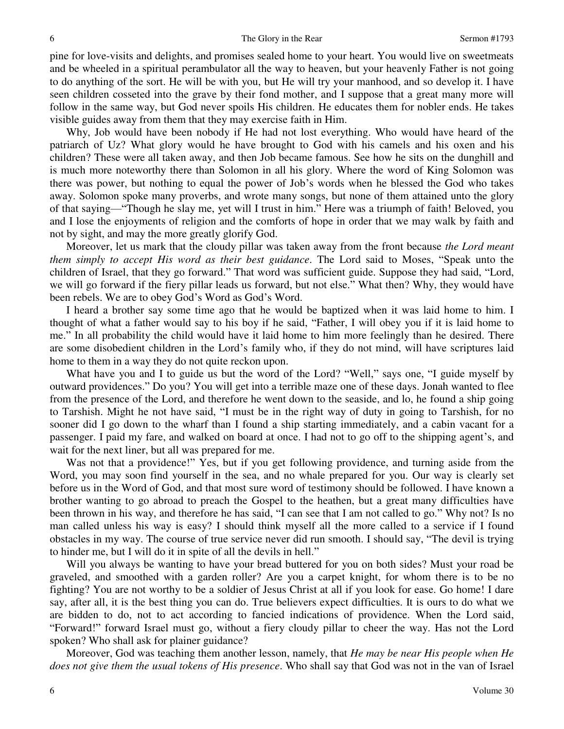pine for love-visits and delights, and promises sealed home to your heart. You would live on sweetmeats and be wheeled in a spiritual perambulator all the way to heaven, but your heavenly Father is not going to do anything of the sort. He will be with you, but He will try your manhood, and so develop it. I have seen children cosseted into the grave by their fond mother, and I suppose that a great many more will follow in the same way, but God never spoils His children. He educates them for nobler ends. He takes visible guides away from them that they may exercise faith in Him.

Why, Job would have been nobody if He had not lost everything. Who would have heard of the patriarch of Uz? What glory would he have brought to God with his camels and his oxen and his children? These were all taken away, and then Job became famous. See how he sits on the dunghill and is much more noteworthy there than Solomon in all his glory. Where the word of King Solomon was there was power, but nothing to equal the power of Job's words when he blessed the God who takes away. Solomon spoke many proverbs, and wrote many songs, but none of them attained unto the glory of that saying—"Though he slay me, yet will I trust in him." Here was a triumph of faith! Beloved, you and I lose the enjoyments of religion and the comforts of hope in order that we may walk by faith and not by sight, and may the more greatly glorify God.

Moreover, let us mark that the cloudy pillar was taken away from the front because *the Lord meant them simply to accept His word as their best guidance*. The Lord said to Moses, "Speak unto the children of Israel, that they go forward." That word was sufficient guide. Suppose they had said, "Lord, we will go forward if the fiery pillar leads us forward, but not else." What then? Why, they would have been rebels. We are to obey God's Word as God's Word.

I heard a brother say some time ago that he would be baptized when it was laid home to him. I thought of what a father would say to his boy if he said, "Father, I will obey you if it is laid home to me." In all probability the child would have it laid home to him more feelingly than he desired. There are some disobedient children in the Lord's family who, if they do not mind, will have scriptures laid home to them in a way they do not quite reckon upon.

What have you and I to guide us but the word of the Lord? "Well," says one, "I guide myself by outward providences." Do you? You will get into a terrible maze one of these days. Jonah wanted to flee from the presence of the Lord, and therefore he went down to the seaside, and lo, he found a ship going to Tarshish. Might he not have said, "I must be in the right way of duty in going to Tarshish, for no sooner did I go down to the wharf than I found a ship starting immediately, and a cabin vacant for a passenger. I paid my fare, and walked on board at once. I had not to go off to the shipping agent's, and wait for the next liner, but all was prepared for me.

Was not that a providence!" Yes, but if you get following providence, and turning aside from the Word, you may soon find yourself in the sea, and no whale prepared for you. Our way is clearly set before us in the Word of God, and that most sure word of testimony should be followed. I have known a brother wanting to go abroad to preach the Gospel to the heathen, but a great many difficulties have been thrown in his way, and therefore he has said, "I can see that I am not called to go." Why not? Is no man called unless his way is easy? I should think myself all the more called to a service if I found obstacles in my way. The course of true service never did run smooth. I should say, "The devil is trying to hinder me, but I will do it in spite of all the devils in hell."

Will you always be wanting to have your bread buttered for you on both sides? Must your road be graveled, and smoothed with a garden roller? Are you a carpet knight, for whom there is to be no fighting? You are not worthy to be a soldier of Jesus Christ at all if you look for ease. Go home! I dare say, after all, it is the best thing you can do. True believers expect difficulties. It is ours to do what we are bidden to do, not to act according to fancied indications of providence. When the Lord said, "Forward!" forward Israel must go, without a fiery cloudy pillar to cheer the way. Has not the Lord spoken? Who shall ask for plainer guidance?

Moreover, God was teaching them another lesson, namely, that *He may be near His people when He does not give them the usual tokens of His presence*. Who shall say that God was not in the van of Israel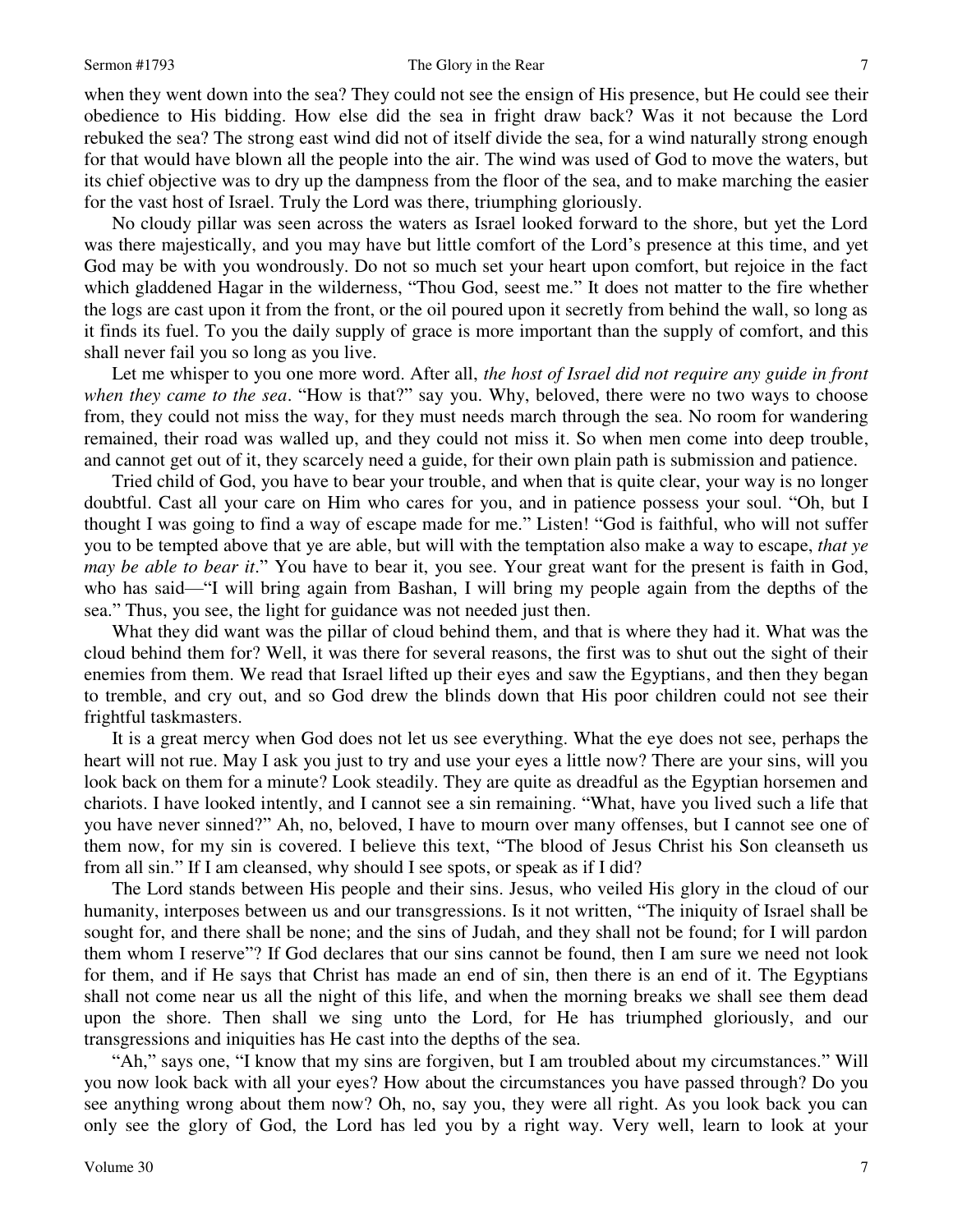when they went down into the sea? They could not see the ensign of His presence, but He could see their obedience to His bidding. How else did the sea in fright draw back? Was it not because the Lord rebuked the sea? The strong east wind did not of itself divide the sea, for a wind naturally strong enough for that would have blown all the people into the air. The wind was used of God to move the waters, but its chief objective was to dry up the dampness from the floor of the sea, and to make marching the easier for the vast host of Israel. Truly the Lord was there, triumphing gloriously.

No cloudy pillar was seen across the waters as Israel looked forward to the shore, but yet the Lord was there majestically, and you may have but little comfort of the Lord's presence at this time, and yet God may be with you wondrously. Do not so much set your heart upon comfort, but rejoice in the fact which gladdened Hagar in the wilderness, "Thou God, seest me." It does not matter to the fire whether the logs are cast upon it from the front, or the oil poured upon it secretly from behind the wall, so long as it finds its fuel. To you the daily supply of grace is more important than the supply of comfort, and this shall never fail you so long as you live.

Let me whisper to you one more word. After all, *the host of Israel did not require any guide in front when they came to the sea*. "How is that?" say you. Why, beloved, there were no two ways to choose from, they could not miss the way, for they must needs march through the sea. No room for wandering remained, their road was walled up, and they could not miss it. So when men come into deep trouble, and cannot get out of it, they scarcely need a guide, for their own plain path is submission and patience.

Tried child of God, you have to bear your trouble, and when that is quite clear, your way is no longer doubtful. Cast all your care on Him who cares for you, and in patience possess your soul. "Oh, but I thought I was going to find a way of escape made for me." Listen! "God is faithful, who will not suffer you to be tempted above that ye are able, but will with the temptation also make a way to escape, *that ye may be able to bear it*." You have to bear it, you see. Your great want for the present is faith in God, who has said—"I will bring again from Bashan, I will bring my people again from the depths of the sea." Thus, you see, the light for guidance was not needed just then.

What they did want was the pillar of cloud behind them, and that is where they had it. What was the cloud behind them for? Well, it was there for several reasons, the first was to shut out the sight of their enemies from them. We read that Israel lifted up their eyes and saw the Egyptians, and then they began to tremble, and cry out, and so God drew the blinds down that His poor children could not see their frightful taskmasters.

It is a great mercy when God does not let us see everything. What the eye does not see, perhaps the heart will not rue. May I ask you just to try and use your eyes a little now? There are your sins, will you look back on them for a minute? Look steadily. They are quite as dreadful as the Egyptian horsemen and chariots. I have looked intently, and I cannot see a sin remaining. "What, have you lived such a life that you have never sinned?" Ah, no, beloved, I have to mourn over many offenses, but I cannot see one of them now, for my sin is covered. I believe this text, "The blood of Jesus Christ his Son cleanseth us from all sin." If I am cleansed, why should I see spots, or speak as if I did?

The Lord stands between His people and their sins. Jesus, who veiled His glory in the cloud of our humanity, interposes between us and our transgressions. Is it not written, "The iniquity of Israel shall be sought for, and there shall be none; and the sins of Judah, and they shall not be found; for I will pardon them whom I reserve"? If God declares that our sins cannot be found, then I am sure we need not look for them, and if He says that Christ has made an end of sin, then there is an end of it. The Egyptians shall not come near us all the night of this life, and when the morning breaks we shall see them dead upon the shore. Then shall we sing unto the Lord, for He has triumphed gloriously, and our transgressions and iniquities has He cast into the depths of the sea.

"Ah," says one, "I know that my sins are forgiven, but I am troubled about my circumstances." Will you now look back with all your eyes? How about the circumstances you have passed through? Do you see anything wrong about them now? Oh, no, say you, they were all right. As you look back you can only see the glory of God, the Lord has led you by a right way. Very well, learn to look at your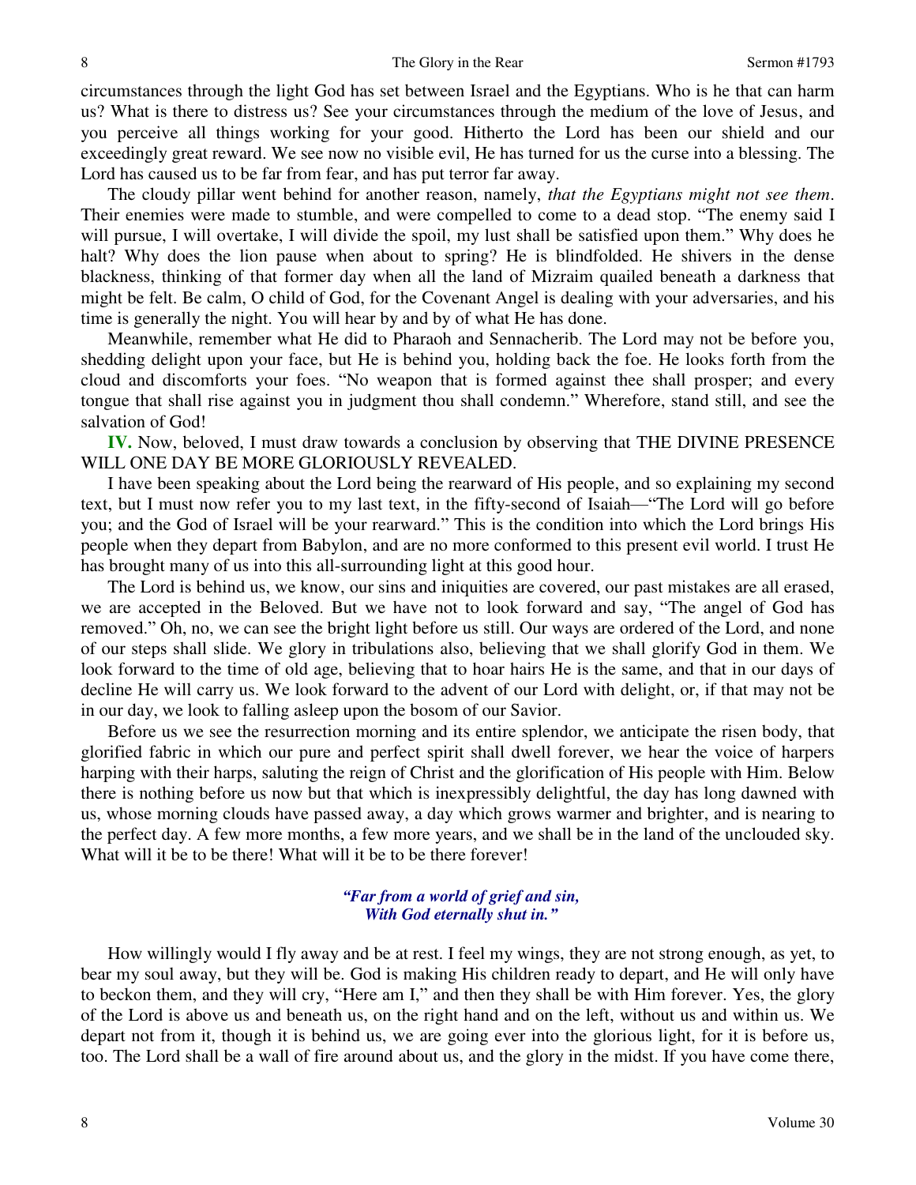circumstances through the light God has set between Israel and the Egyptians. Who is he that can harm us? What is there to distress us? See your circumstances through the medium of the love of Jesus, and you perceive all things working for your good. Hitherto the Lord has been our shield and our exceedingly great reward. We see now no visible evil, He has turned for us the curse into a blessing. The Lord has caused us to be far from fear, and has put terror far away.

The cloudy pillar went behind for another reason, namely, *that the Egyptians might not see them*. Their enemies were made to stumble, and were compelled to come to a dead stop. "The enemy said I will pursue, I will overtake, I will divide the spoil, my lust shall be satisfied upon them." Why does he halt? Why does the lion pause when about to spring? He is blindfolded. He shivers in the dense blackness, thinking of that former day when all the land of Mizraim quailed beneath a darkness that might be felt. Be calm, O child of God, for the Covenant Angel is dealing with your adversaries, and his time is generally the night. You will hear by and by of what He has done.

Meanwhile, remember what He did to Pharaoh and Sennacherib. The Lord may not be before you, shedding delight upon your face, but He is behind you, holding back the foe. He looks forth from the cloud and discomforts your foes. "No weapon that is formed against thee shall prosper; and every tongue that shall rise against you in judgment thou shall condemn." Wherefore, stand still, and see the salvation of God!

**IV.** Now, beloved, I must draw towards a conclusion by observing that THE DIVINE PRESENCE WILL ONE DAY BE MORE GLORIOUSLY REVEALED.

I have been speaking about the Lord being the rearward of His people, and so explaining my second text, but I must now refer you to my last text, in the fifty-second of Isaiah—"The Lord will go before you; and the God of Israel will be your rearward." This is the condition into which the Lord brings His people when they depart from Babylon, and are no more conformed to this present evil world. I trust He has brought many of us into this all-surrounding light at this good hour.

The Lord is behind us, we know, our sins and iniquities are covered, our past mistakes are all erased, we are accepted in the Beloved. But we have not to look forward and say, "The angel of God has removed." Oh, no, we can see the bright light before us still. Our ways are ordered of the Lord, and none of our steps shall slide. We glory in tribulations also, believing that we shall glorify God in them. We look forward to the time of old age, believing that to hoar hairs He is the same, and that in our days of decline He will carry us. We look forward to the advent of our Lord with delight, or, if that may not be in our day, we look to falling asleep upon the bosom of our Savior.

Before us we see the resurrection morning and its entire splendor, we anticipate the risen body, that glorified fabric in which our pure and perfect spirit shall dwell forever, we hear the voice of harpers harping with their harps, saluting the reign of Christ and the glorification of His people with Him. Below there is nothing before us now but that which is inexpressibly delightful, the day has long dawned with us, whose morning clouds have passed away, a day which grows warmer and brighter, and is nearing to the perfect day. A few more months, a few more years, and we shall be in the land of the unclouded sky. What will it be to be there! What will it be to be there forever!

> ***"Far from a world of grief and sin,***
> ***With God eternally shut in."***

How willingly would I fly away and be at rest. I feel my wings, they are not strong enough, as yet, to bear my soul away, but they will be. God is making His children ready to depart, and He will only have to beckon them, and they will cry, "Here am I," and then they shall be with Him forever. Yes, the glory of the Lord is above us and beneath us, on the right hand and on the left, without us and within us. We depart not from it, though it is behind us, we are going ever into the glorious light, for it is before us, too. The Lord shall be a wall of fire around about us, and the glory in the midst. If you have come there,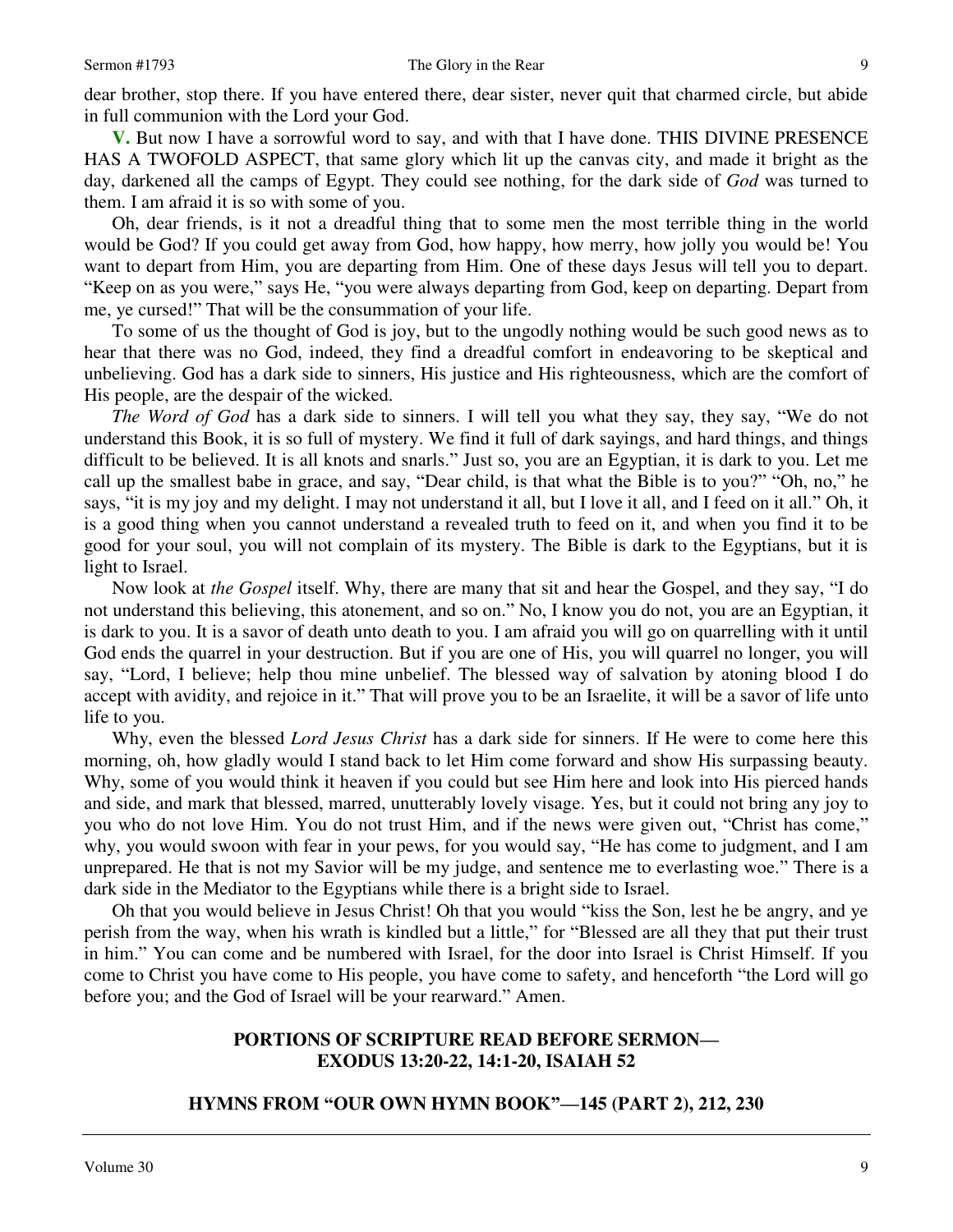dear brother, stop there. If you have entered there, dear sister, never quit that charmed circle, but abide in full communion with the Lord your God.

**V.** But now I have a sorrowful word to say, and with that I have done. THIS DIVINE PRESENCE HAS A TWOFOLD ASPECT, that same glory which lit up the canvas city, and made it bright as the day, darkened all the camps of Egypt. They could see nothing, for the dark side of *God* was turned to them. I am afraid it is so with some of you.

Oh, dear friends, is it not a dreadful thing that to some men the most terrible thing in the world would be God? If you could get away from God, how happy, how merry, how jolly you would be! You want to depart from Him, you are departing from Him. One of these days Jesus will tell you to depart. "Keep on as you were," says He, "you were always departing from God, keep on departing. Depart from me, ye cursed!" That will be the consummation of your life.

To some of us the thought of God is joy, but to the ungodly nothing would be such good news as to hear that there was no God, indeed, they find a dreadful comfort in endeavoring to be skeptical and unbelieving. God has a dark side to sinners, His justice and His righteousness, which are the comfort of His people, are the despair of the wicked.

*The Word of God* has a dark side to sinners. I will tell you what they say, they say, "We do not understand this Book, it is so full of mystery. We find it full of dark sayings, and hard things, and things difficult to be believed. It is all knots and snarls." Just so, you are an Egyptian, it is dark to you. Let me call up the smallest babe in grace, and say, "Dear child, is that what the Bible is to you?" "Oh, no," he says, "it is my joy and my delight. I may not understand it all, but I love it all, and I feed on it all." Oh, it is a good thing when you cannot understand a revealed truth to feed on it, and when you find it to be good for your soul, you will not complain of its mystery. The Bible is dark to the Egyptians, but it is light to Israel.

Now look at *the Gospel* itself. Why, there are many that sit and hear the Gospel, and they say, "I do not understand this believing, this atonement, and so on." No, I know you do not, you are an Egyptian, it is dark to you. It is a savor of death unto death to you. I am afraid you will go on quarrelling with it until God ends the quarrel in your destruction. But if you are one of His, you will quarrel no longer, you will say, "Lord, I believe; help thou mine unbelief. The blessed way of salvation by atoning blood I do accept with avidity, and rejoice in it." That will prove you to be an Israelite, it will be a savor of life unto life to you.

Why, even the blessed *Lord Jesus Christ* has a dark side for sinners. If He were to come here this morning, oh, how gladly would I stand back to let Him come forward and show His surpassing beauty. Why, some of you would think it heaven if you could but see Him here and look into His pierced hands and side, and mark that blessed, marred, unutterably lovely visage. Yes, but it could not bring any joy to you who do not love Him. You do not trust Him, and if the news were given out, "Christ has come," why, you would swoon with fear in your pews, for you would say, "He has come to judgment, and I am unprepared. He that is not my Savior will be my judge, and sentence me to everlasting woe." There is a dark side in the Mediator to the Egyptians while there is a bright side to Israel.

Oh that you would believe in Jesus Christ! Oh that you would "kiss the Son, lest he be angry, and ye perish from the way, when his wrath is kindled but a little," for "Blessed are all they that put their trust in him." You can come and be numbered with Israel, for the door into Israel is Christ Himself. If you come to Christ you have come to His people, you have come to safety, and henceforth "the Lord will go before you; and the God of Israel will be your rearward." Amen.

## PORTIONS OF SCRIPTURE READ BEFORE SERMON—EXODUS 13:20-22, 14:1-20, ISAIAH 52

## HYMNS FROM "OUR OWN HYMN BOOK"—145 (PART 2), 212, 230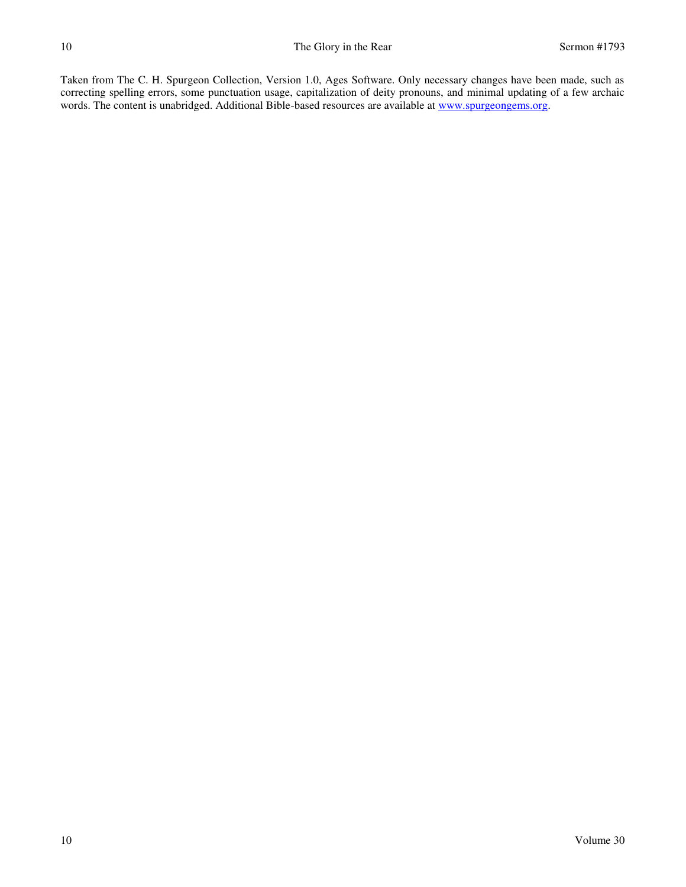Taken from The C. H. Spurgeon Collection, Version 1.0, Ages Software. Only necessary changes have been made, such as correcting spelling errors, some punctuation usage, capitalization of deity pronouns, and minimal updating of a few archaic words. The content is unabridged. Additional Bible-based resources are available at [www.spurgeongems.org](http://www.spurgeongems.org).